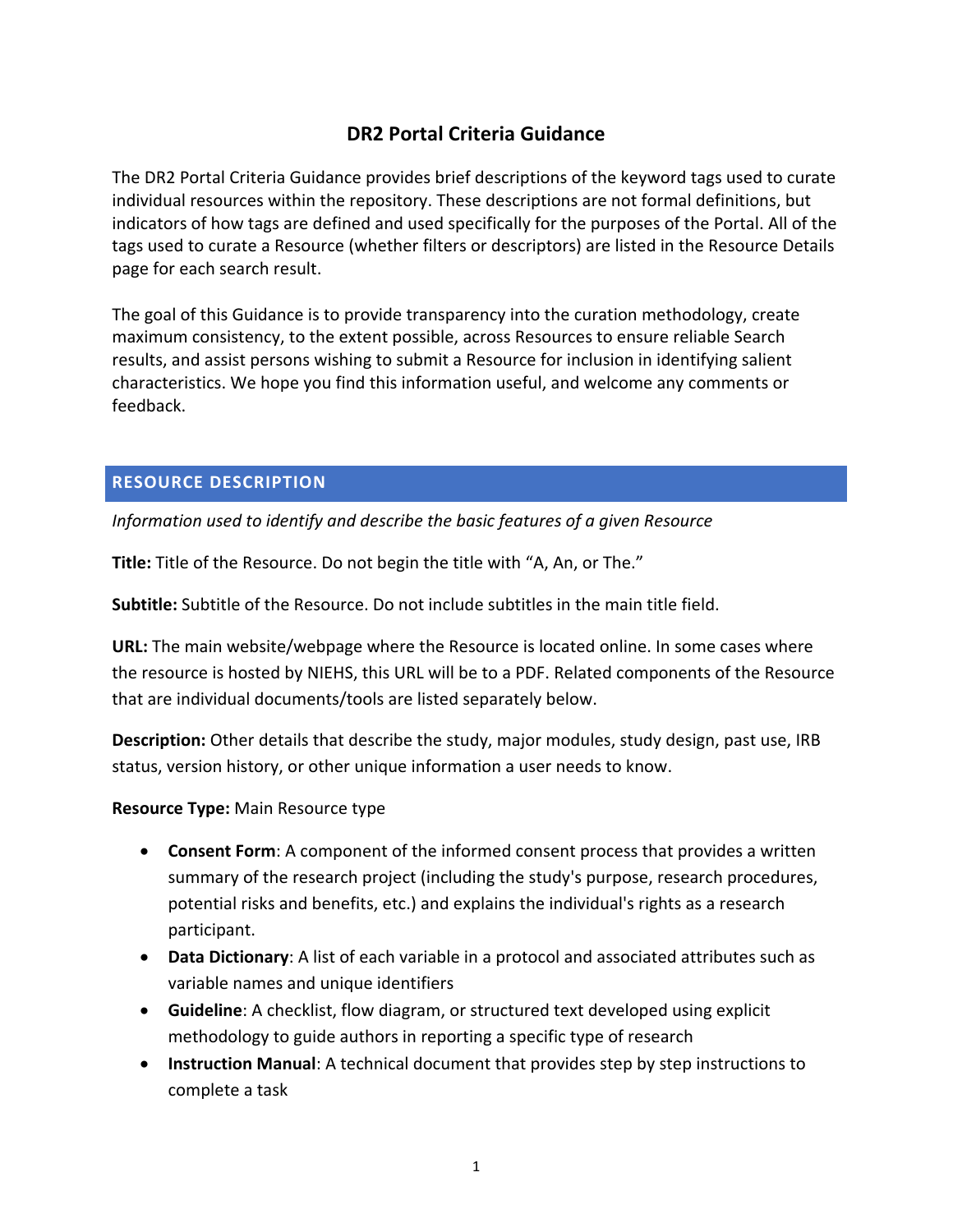# DR2 Portal Criteria Guidance

The DR2 Portal Criteria Guidance provides brief descriptions of the keyword tags used to curate individual resources within the repository. These descriptions are not formal definitions, but indicators of how tags are defined and used specifically for the purposes of the Portal. All of the tags used to curate a Resource (whether filters or descriptors) are listed in the Resource Details page for each search result.

The goal of this Guidance is to provide transparency into the curation methodology, create maximum consistency, to the extent possible, across Resources to ensure reliable Search results, and assist persons wishing to submit a Resource for inclusion in identifying salient characteristics. We hope you find this information useful, and welcome any comments or feedback.

## RESOURCE DESCRIPTION

*Information used to identify and describe the basic features of a given Resource*

**Title:** Title of the Resource. Do not begin the title with "A, An, or The."

**Subtitle:** Subtitle of the Resource. Do not include subtitles in the main title field.

**URL:** The main website/webpage where the Resource is located online. In some cases where the resource is hosted by NIEHS, this URL will be to a PDF. Related components of the Resource that are individual documents/tools are listed separately below.

**Description:** Other details that describe the study, major modules, study design, past use, IRB status, version history, or other unique information a user needs to know.

**Resource Type:** Main Resource type

- **Consent Form**: A component of the informed consent process that provides a written summary of the research project (including the study's purpose, research procedures, potential risks and benefits, etc.) and explains the individual's rights as a research participant.
- **Data Dictionary**: A list of each variable in a protocol and associated attributes such as variable names and unique identifiers
- **Guideline**: A checklist, flow diagram, or structured text developed using explicit methodology to guide authors in reporting a specific type of research
- **Instruction Manual**: A technical document that provides step by step instructions to complete a task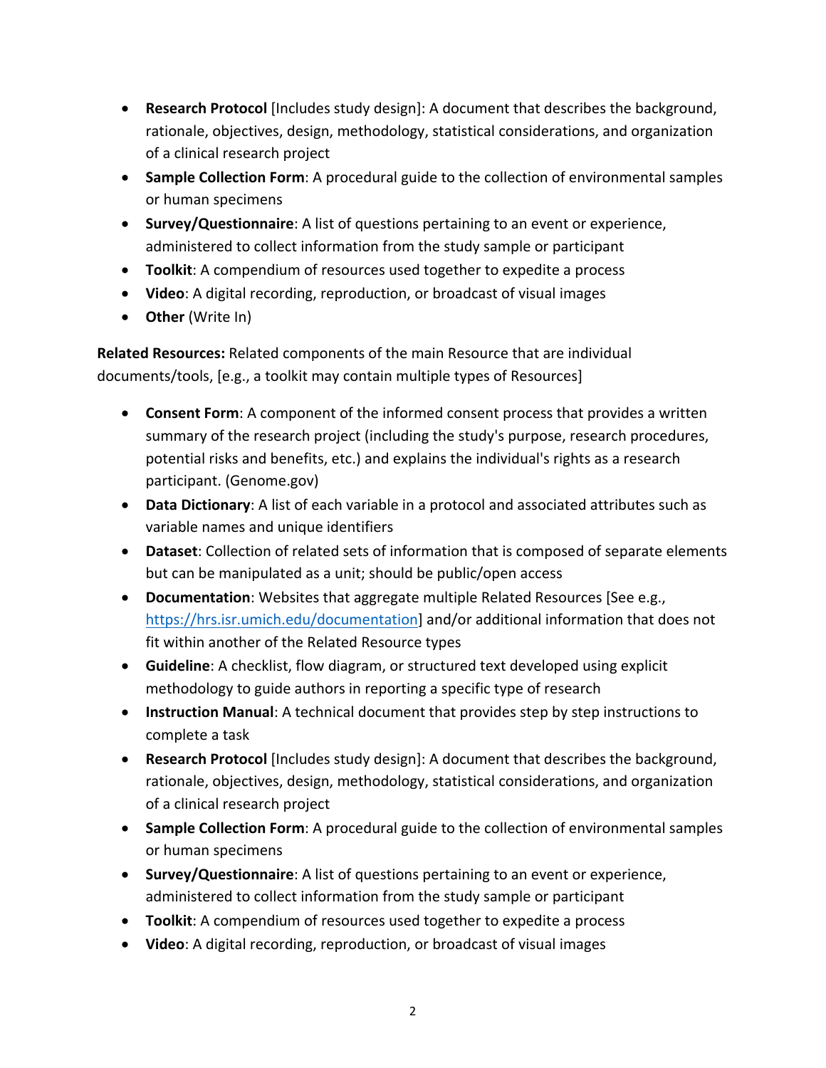- **Research Protocol** [Includes study design]: A document that describes the background, rationale, objectives, design, methodology, statistical considerations, and organization of a clinical research project
- **Sample Collection Form**: A procedural guide to the collection of environmental samples or human specimens
- **Survey/Questionnaire**: A list of questions pertaining to an event or experience, administered to collect information from the study sample or participant
- **Toolkit**: A compendium of resources used together to expedite a process
- **Video**: A digital recording, reproduction, or broadcast of visual images
- **Other** (Write In)

**Related Resources:** Related components of the main Resource that are individual documents/tools, [e.g., a toolkit may contain multiple types of Resources]

- **Consent Form**: A component of the informed consent process that provides a written summary of the research project (including the study's purpose, research procedures, potential risks and benefits, etc.) and explains the individual's rights as a research participant. (Genome.gov)
- **Data Dictionary**: A list of each variable in a protocol and associated attributes such as variable names and unique identifiers
- **Dataset**: Collection of related sets of information that is composed of separate elements but can be manipulated as a unit; should be public/open access
- **Documentation**: Websites that aggregate multiple Related Resources [See e.g., https://hrs.isr.umich.edu/documentation] and/or additional information that does not fit within another of the Related Resource types
- **Guideline**: A checklist, flow diagram, or structured text developed using explicit methodology to guide authors in reporting a specific type of research
- **Instruction Manual**: A technical document that provides step by step instructions to complete a task
- **Research Protocol** [Includes study design]: A document that describes the background, rationale, objectives, design, methodology, statistical considerations, and organization of a clinical research project
- **Sample Collection Form**: A procedural guide to the collection of environmental samples or human specimens
- **Survey/Questionnaire**: A list of questions pertaining to an event or experience, administered to collect information from the study sample or participant
- **Toolkit**: A compendium of resources used together to expedite a process
- **Video**: A digital recording, reproduction, or broadcast of visual images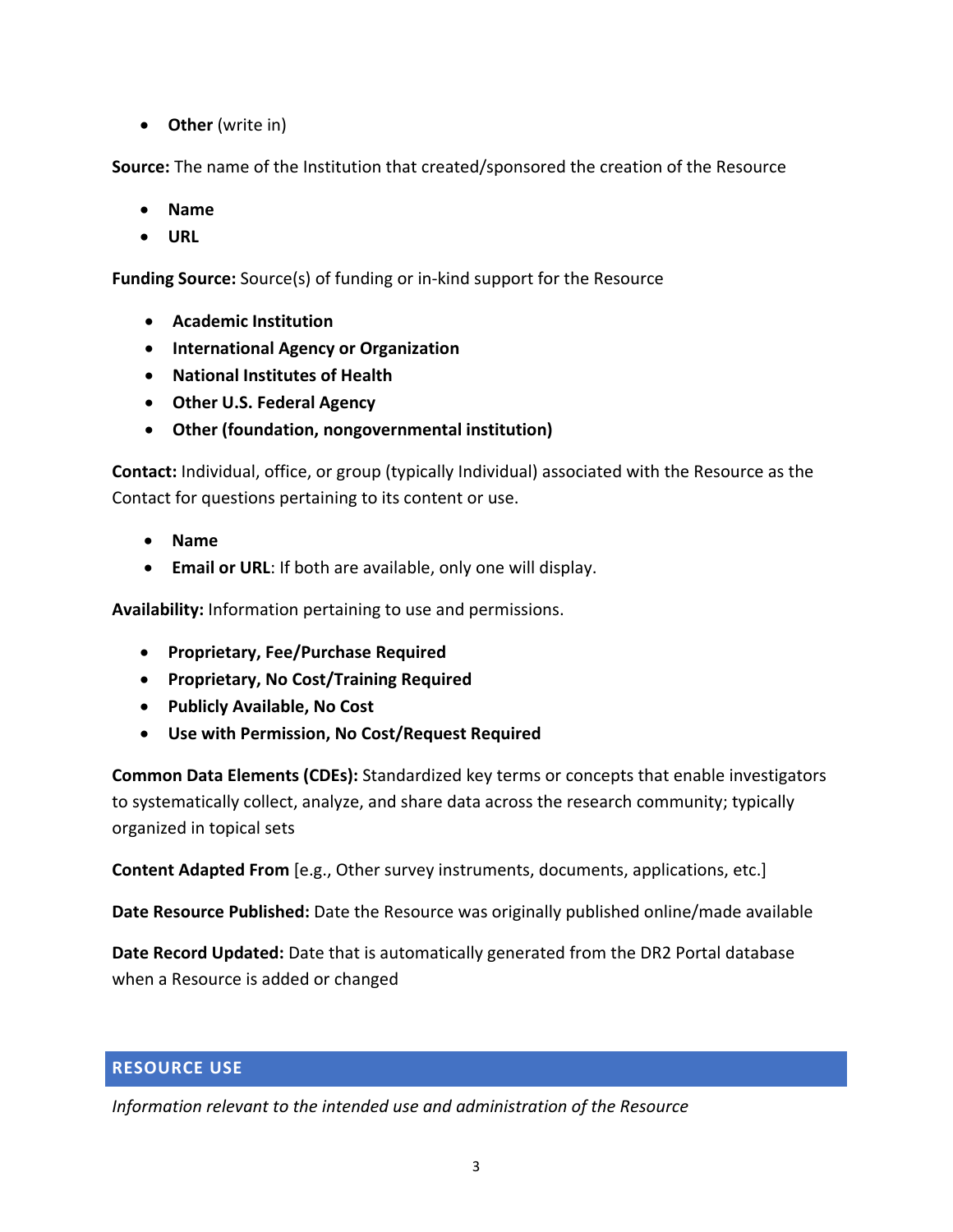- **Other** (write in)

**Source:** The name of the Institution that created/sponsored the creation of the Resource

- **Name**
- **URL**

**Funding Source:** Source(s) of funding or in-kind support for the Resource

- **Academic Institution**
- **International Agency or Organization**
- **National Institutes of Health**
- **Other U.S. Federal Agency**
- **Other (foundation, nongovernmental institution)**

**Contact:** Individual, office, or group (typically Individual) associated with the Resource as the Contact for questions pertaining to its content or use.

- **Name**
- **Email or URL**: If both are available, only one will display.

**Availability:** Information pertaining to use and permissions.

- **Proprietary, Fee/Purchase Required**
- **Proprietary, No Cost/Training Required**
- **Publicly Available, No Cost**
- **Use with Permission, No Cost/Request Required**

**Common Data Elements (CDEs):** Standardized key terms or concepts that enable investigators to systematically collect, analyze, and share data across the research community; typically organized in topical sets

**Content Adapted From** [e.g., Other survey instruments, documents, applications, etc.]

**Date Resource Published:** Date the Resource was originally published online/made available

**Date Record Updated:** Date that is automatically generated from the DR2 Portal database when a Resource is added or changed

## RESOURCE USE

*Information relevant to the intended use and administration of the Resource*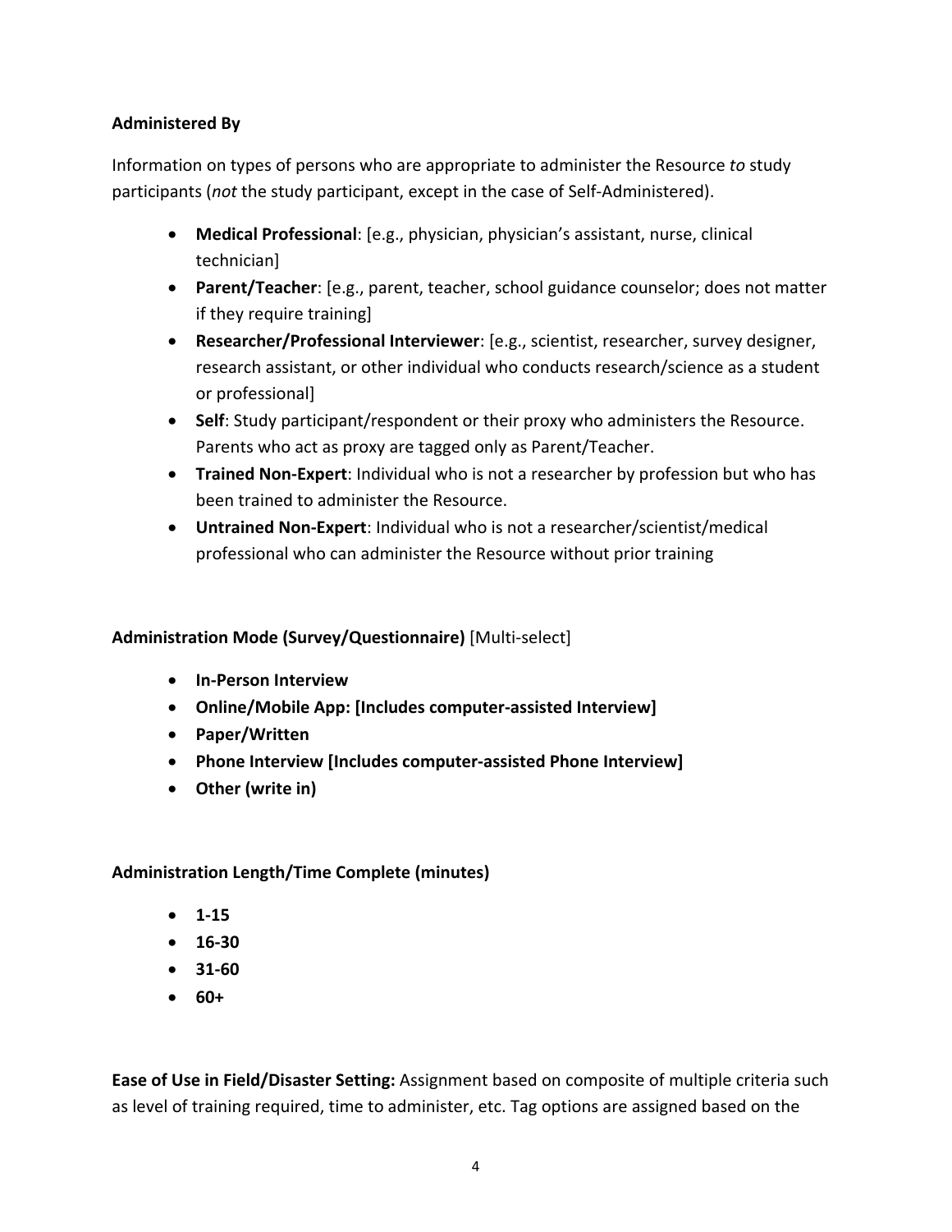**Administered By**

Information on types of persons who are appropriate to administer the Resource *to* study participants (*not* the study participant, except in the case of Self-Administered).

- **Medical Professional**: [e.g., physician, physician's assistant, nurse, clinical technician]
- **Parent/Teacher**: [e.g., parent, teacher, school guidance counselor; does not matter if they require training]
- **Researcher/Professional Interviewer**: [e.g., scientist, researcher, survey designer, research assistant, or other individual who conducts research/science as a student or professional]
- **Self**: Study participant/respondent or their proxy who administers the Resource. Parents who act as proxy are tagged only as Parent/Teacher.
- **Trained Non-Expert**: Individual who is not a researcher by profession but who has been trained to administer the Resource.
- **Untrained Non-Expert**: Individual who is not a researcher/scientist/medical professional who can administer the Resource without prior training

**Administration Mode (Survey/Questionnaire)** [Multi-select]

- **In-Person Interview**
- **Online/Mobile App: [Includes computer-assisted Interview]**
- **Paper/Written**
- **Phone Interview [Includes computer-assisted Phone Interview]**
- **Other (write in)**

**Administration Length/Time Complete (minutes)**

- **1-15**
- **16-30**
- **31-60**
- **60+**

**Ease of Use in Field/Disaster Setting:** Assignment based on composite of multiple criteria such as level of training required, time to administer, etc. Tag options are assigned based on the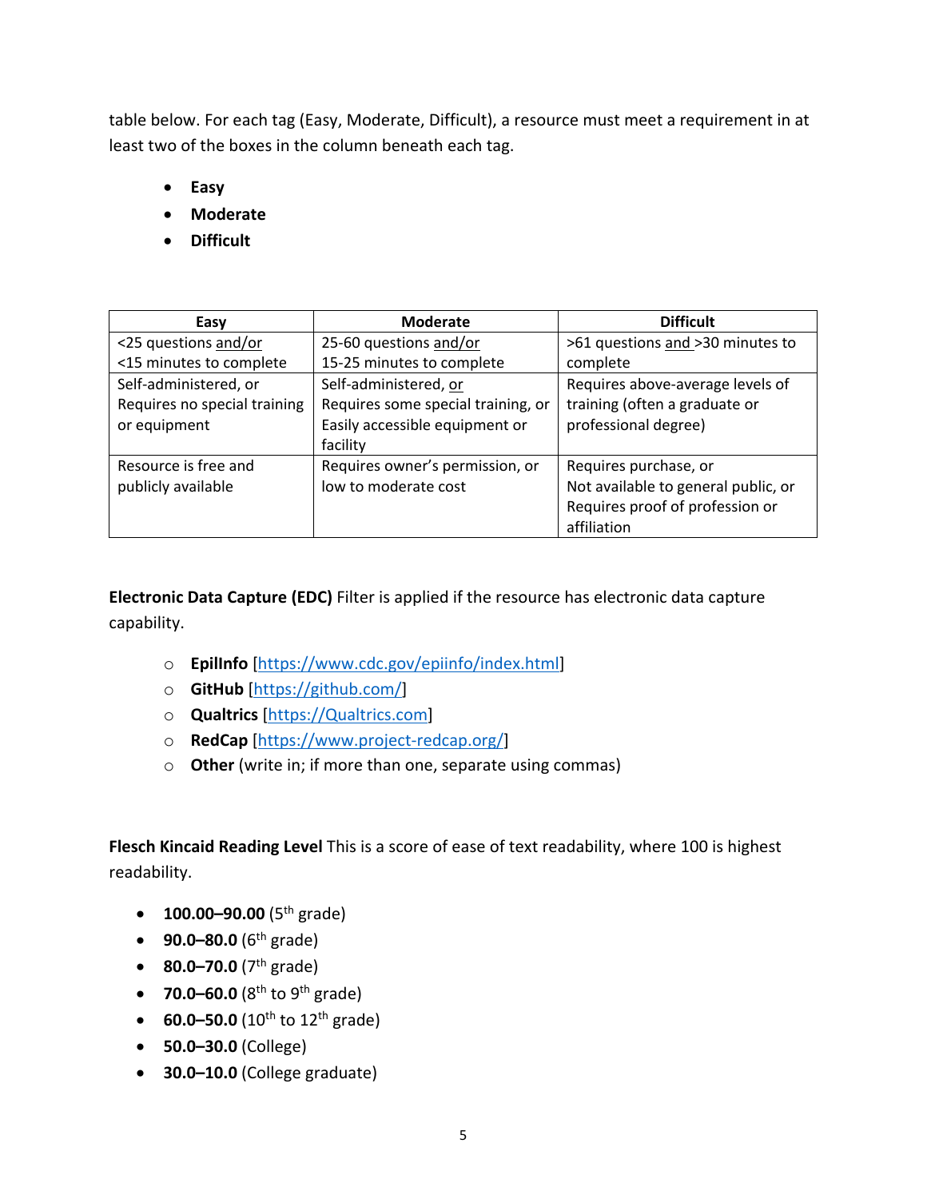table below. For each tag (Easy, Moderate, Difficult), a resource must meet a requirement in at least two of the boxes in the column beneath each tag.

- **Easy**
- **Moderate**
- **Difficult**

| Easy | Moderate | Difficult |
|---|---|---|
| <25 questions and/or <15 minutes to complete | 25-60 questions and/or 15-25 minutes to complete | >61 questions and >30 minutes to complete |
| Self-administered, or Requires no special training or equipment | Self-administered, or Requires some special training, or Easily accessible equipment or facility | Requires above-average levels of training (often a graduate or professional degree) |
| Resource is free and publicly available | Requires owner's permission, or low to moderate cost | Requires purchase, or Not available to general public, or Requires proof of profession or affiliation |

**Electronic Data Capture (EDC)** Filter is applied if the resource has electronic data capture capability.

- **EpiInfo** [https://www.cdc.gov/epiinfo/index.html]
- **GitHub** [https://github.com/]
- **Qualtrics** [https://Qualtrics.com]
- **RedCap** [https://www.project-redcap.org/]
- **Other** (write in; if more than one, separate using commas)

**Flesch Kincaid Reading Level** This is a score of ease of text readability, where 100 is highest readability.

- **100.00–90.00** (5th grade)
- **90.0–80.0** (6th grade)
- **80.0–70.0** (7th grade)
- **70.0–60.0** (8th to 9th grade)
- **60.0–50.0** (10th to 12th grade)
- **50.0–30.0** (College)
- **30.0–10.0** (College graduate)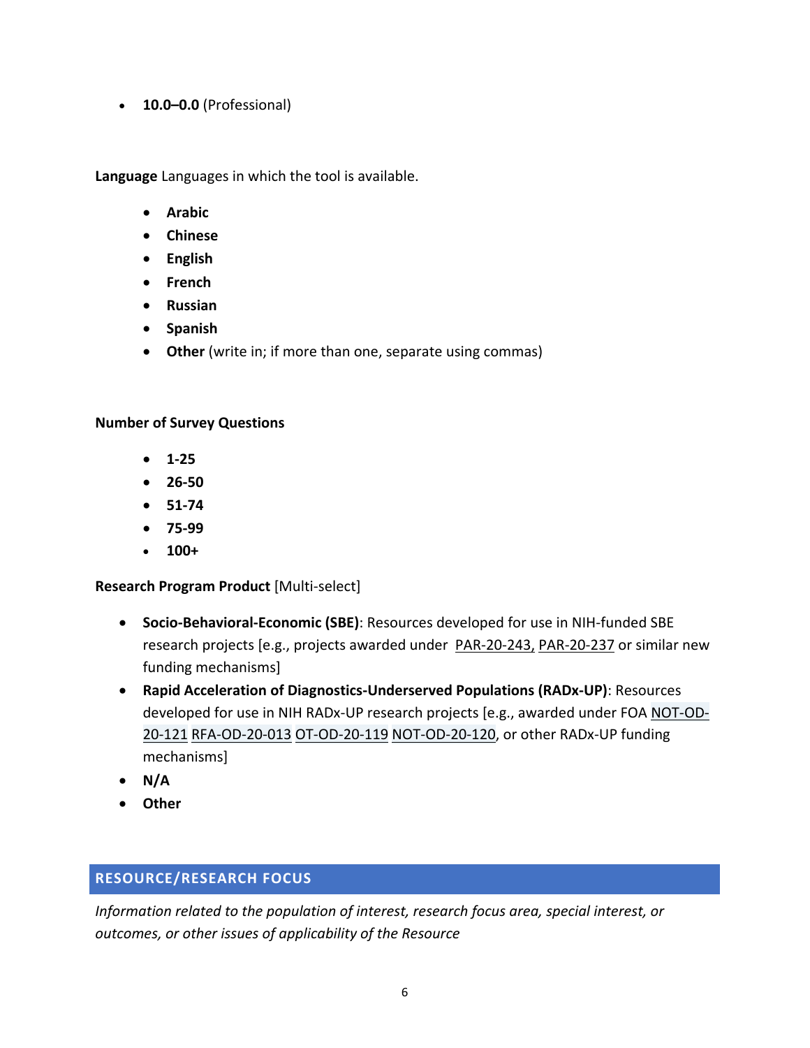- **10.0–0.0** (Professional)

**Language** Languages in which the tool is available.

- **Arabic**
- **Chinese**
- **English**
- **French**
- **Russian**
- **Spanish**
- **Other** (write in; if more than one, separate using commas)

**Number of Survey Questions**

- **1-25**
- **26-50**
- **51-74**
- **75-99**
- **100+**

**Research Program Product** [Multi-select]

- **Socio-Behavioral-Economic (SBE)**: Resources developed for use in NIH-funded SBE research projects [e.g., projects awarded under PAR-20-243, PAR-20-237 or similar new funding mechanisms]
- **Rapid Acceleration of Diagnostics-Underserved Populations (RADx-UP)**: Resources developed for use in NIH RADx-UP research projects [e.g., awarded under FOA NOT-OD-20-121 RFA-OD-20-013 OT-OD-20-119 NOT-OD-20-120, or other RADx-UP funding mechanisms]
- **N/A**
- **Other**

## RESOURCE/RESEARCH FOCUS

*Information related to the population of interest, research focus area, special interest, or outcomes, or other issues of applicability of the Resource*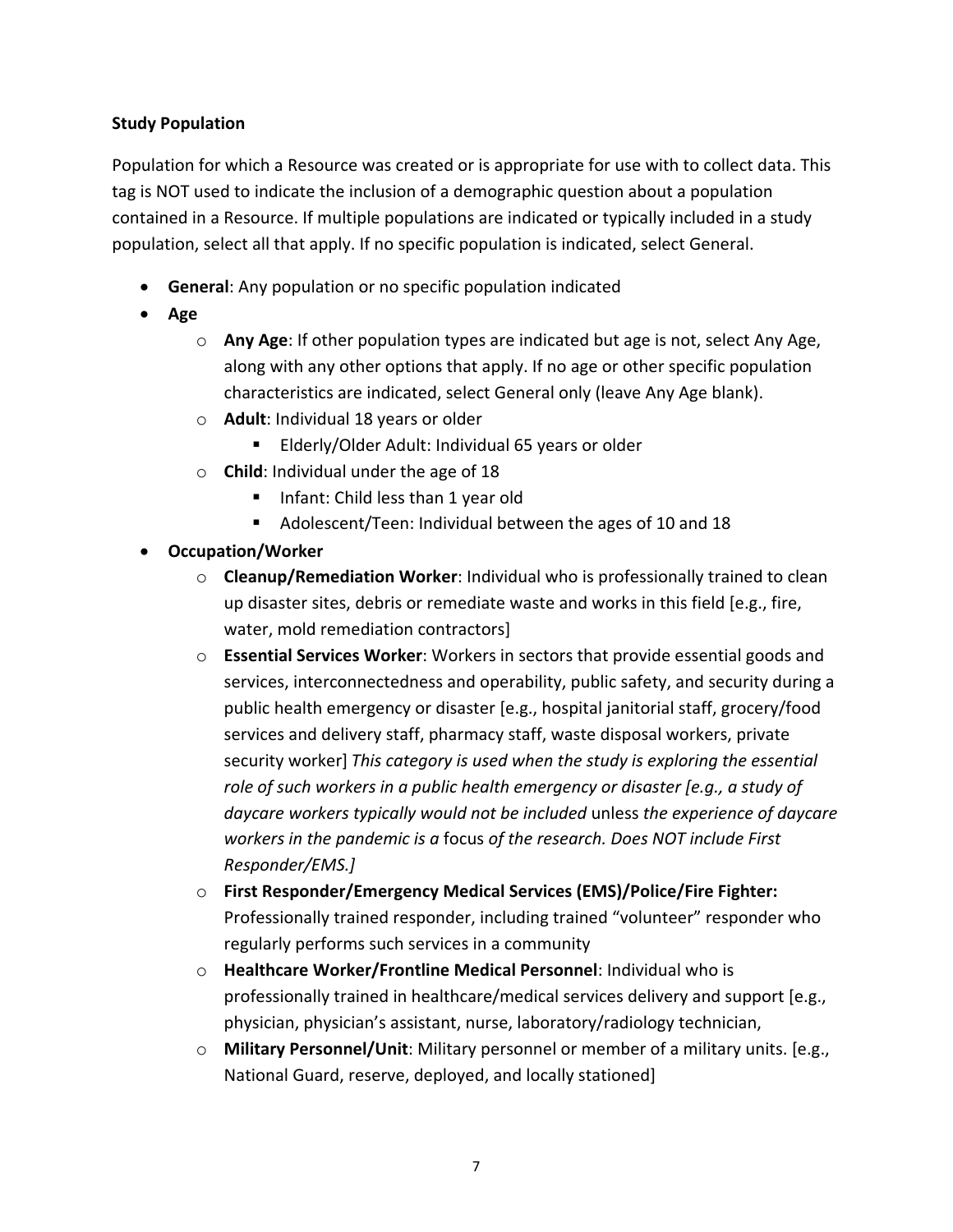**Study Population**

Population for which a Resource was created or is appropriate for use with to collect data. This tag is NOT used to indicate the inclusion of a demographic question about a population contained in a Resource. If multiple populations are indicated or typically included in a study population, select all that apply. If no specific population is indicated, select General.

- **General**: Any population or no specific population indicated
- **Age**
  - **Any Age**: If other population types are indicated but age is not, select Any Age, along with any other options that apply. If no age or other specific population characteristics are indicated, select General only (leave Any Age blank).
  - **Adult**: Individual 18 years or older
    - Elderly/Older Adult: Individual 65 years or older
  - **Child**: Individual under the age of 18
    - Infant: Child less than 1 year old
    - Adolescent/Teen: Individual between the ages of 10 and 18
- **Occupation/Worker**
  - **Cleanup/Remediation Worker**: Individual who is professionally trained to clean up disaster sites, debris or remediate waste and works in this field [e.g., fire, water, mold remediation contractors]
  - **Essential Services Worker**: Workers in sectors that provide essential goods and services, interconnectedness and operability, public safety, and security during a public health emergency or disaster [e.g., hospital janitorial staff, grocery/food services and delivery staff, pharmacy staff, waste disposal workers, private security worker] *This category is used when the study is exploring the essential role of such workers in a public health emergency or disaster [e.g., a study of daycare workers typically would not be included* unless *the experience of daycare workers in the pandemic is a* focus *of the research. Does NOT include First Responder/EMS.]*
  - **First Responder/Emergency Medical Services (EMS)/Police/Fire Fighter:** Professionally trained responder, including trained "volunteer" responder who regularly performs such services in a community
  - **Healthcare Worker/Frontline Medical Personnel**: Individual who is professionally trained in healthcare/medical services delivery and support [e.g., physician, physician's assistant, nurse, laboratory/radiology technician,
  - **Military Personnel/Unit**: Military personnel or member of a military units. [e.g., National Guard, reserve, deployed, and locally stationed]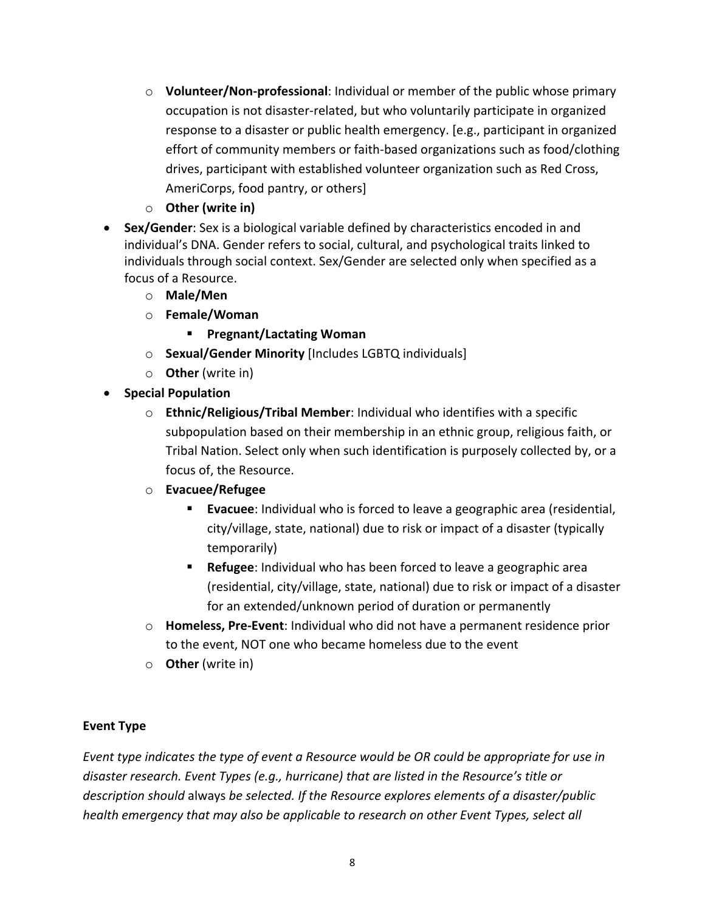- **Volunteer/Non-professional**: Individual or member of the public whose primary occupation is not disaster-related, but who voluntarily participate in organized response to a disaster or public health emergency. [e.g., participant in organized effort of community members or faith-based organizations such as food/clothing drives, participant with established volunteer organization such as Red Cross, AmeriCorps, food pantry, or others]
  - **Other (write in)**
- **Sex/Gender**: Sex is a biological variable defined by characteristics encoded in and individual's DNA. Gender refers to social, cultural, and psychological traits linked to individuals through social context. Sex/Gender are selected only when specified as a focus of a Resource.
  - **Male/Men**
  - **Female/Woman**
    - **Pregnant/Lactating Woman**
  - **Sexual/Gender Minority** [Includes LGBTQ individuals]
  - **Other** (write in)
- **Special Population**
  - **Ethnic/Religious/Tribal Member**: Individual who identifies with a specific subpopulation based on their membership in an ethnic group, religious faith, or Tribal Nation. Select only when such identification is purposely collected by, or a focus of, the Resource.
  - **Evacuee/Refugee**
    - **Evacuee**: Individual who is forced to leave a geographic area (residential, city/village, state, national) due to risk or impact of a disaster (typically temporarily)
    - **Refugee**: Individual who has been forced to leave a geographic area (residential, city/village, state, national) due to risk or impact of a disaster for an extended/unknown period of duration or permanently
  - **Homeless, Pre-Event**: Individual who did not have a permanent residence prior to the event, NOT one who became homeless due to the event
  - **Other** (write in)

**Event Type**

*Event type indicates the type of event a Resource would be OR could be appropriate for use in disaster research. Event Types (e.g., hurricane) that are listed in the Resource's title or description should* always *be selected. If the Resource explores elements of a disaster/public health emergency that may also be applicable to research on other Event Types, select all*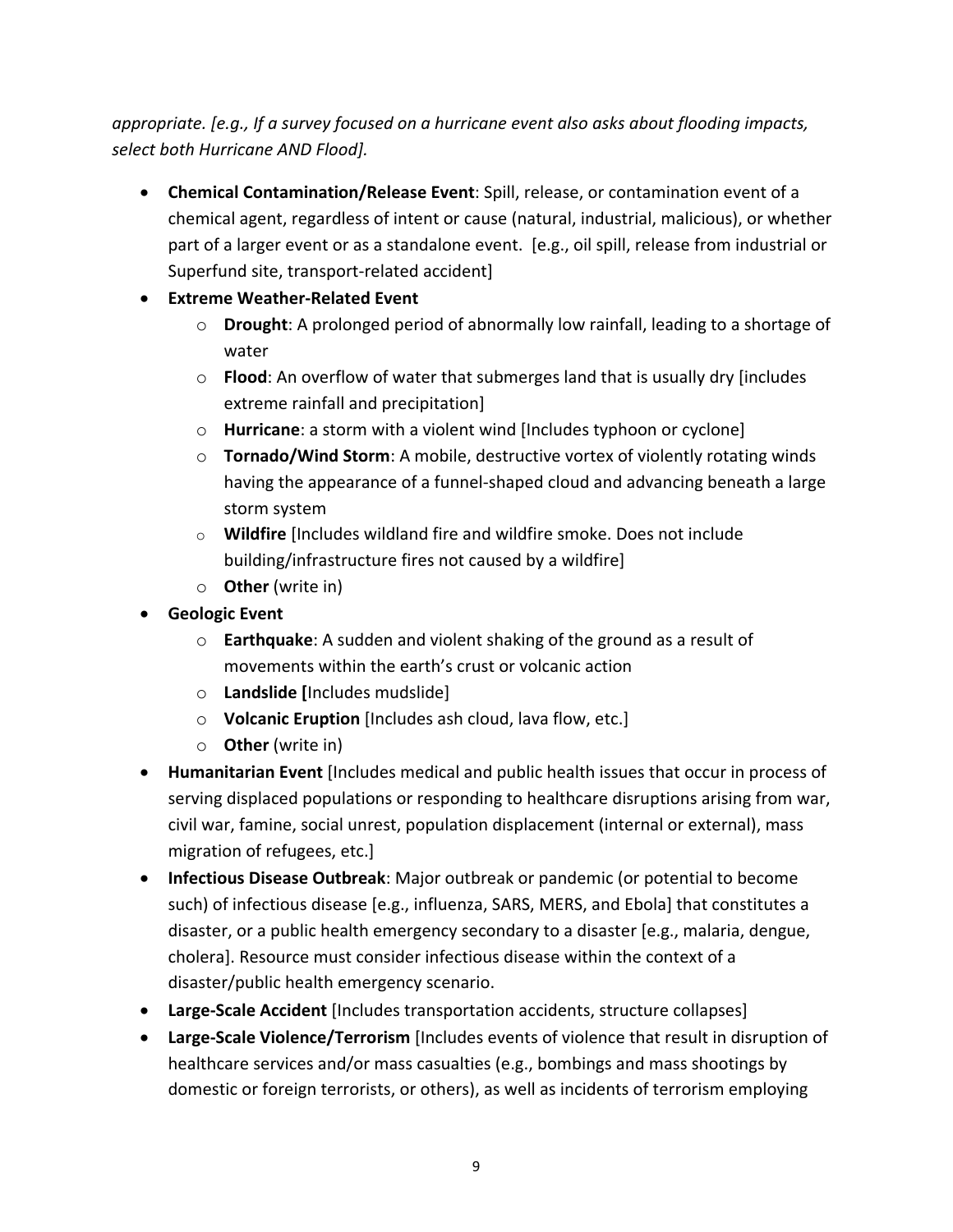*appropriate. [e.g., If a survey focused on a hurricane event also asks about flooding impacts, select both Hurricane AND Flood].*

- **Chemical Contamination/Release Event**: Spill, release, or contamination event of a chemical agent, regardless of intent or cause (natural, industrial, malicious), or whether part of a larger event or as a standalone event. [e.g., oil spill, release from industrial or Superfund site, transport-related accident]
- **Extreme Weather-Related Event**
  - **Drought**: A prolonged period of abnormally low rainfall, leading to a shortage of water
  - **Flood**: An overflow of water that submerges land that is usually dry [includes extreme rainfall and precipitation]
  - **Hurricane**: a storm with a violent wind [Includes typhoon or cyclone]
  - **Tornado/Wind Storm**: A mobile, destructive vortex of violently rotating winds having the appearance of a funnel-shaped cloud and advancing beneath a large storm system
  - **Wildfire** [Includes wildland fire and wildfire smoke. Does not include building/infrastructure fires not caused by a wildfire]
  - **Other** (write in)
- **Geologic Event**
  - **Earthquake**: A sudden and violent shaking of the ground as a result of movements within the earth's crust or volcanic action
  - **Landslide [**Includes mudslide]
  - **Volcanic Eruption** [Includes ash cloud, lava flow, etc.]
  - **Other** (write in)
- **Humanitarian Event** [Includes medical and public health issues that occur in process of serving displaced populations or responding to healthcare disruptions arising from war, civil war, famine, social unrest, population displacement (internal or external), mass migration of refugees, etc.]
- **Infectious Disease Outbreak**: Major outbreak or pandemic (or potential to become such) of infectious disease [e.g., influenza, SARS, MERS, and Ebola] that constitutes a disaster, or a public health emergency secondary to a disaster [e.g., malaria, dengue, cholera]. Resource must consider infectious disease within the context of a disaster/public health emergency scenario.
- **Large-Scale Accident** [Includes transportation accidents, structure collapses]
- **Large-Scale Violence/Terrorism** [Includes events of violence that result in disruption of healthcare services and/or mass casualties (e.g., bombings and mass shootings by domestic or foreign terrorists, or others), as well as incidents of terrorism employing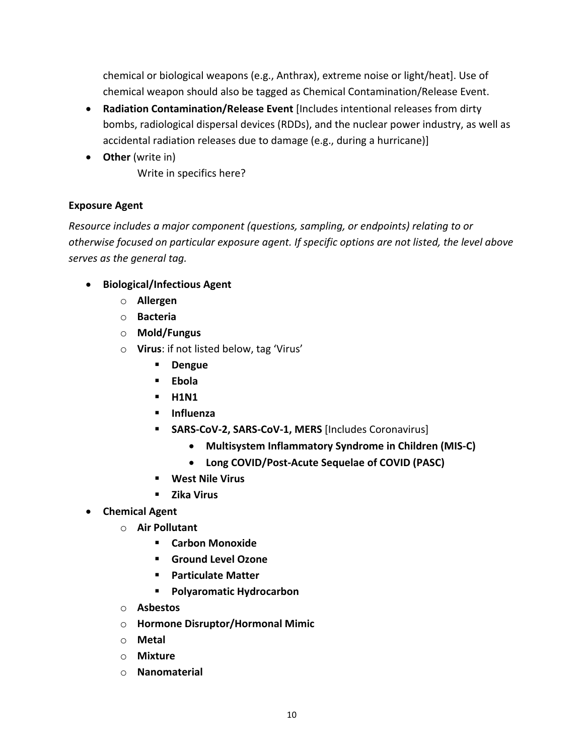chemical or biological weapons (e.g., Anthrax), extreme noise or light/heat]. Use of chemical weapon should also be tagged as Chemical Contamination/Release Event.

- **Radiation Contamination/Release Event** [Includes intentional releases from dirty bombs, radiological dispersal devices (RDDs), and the nuclear power industry, as well as accidental radiation releases due to damage (e.g., during a hurricane)]
- **Other** (write in)
  Write in specifics here?

**Exposure Agent**

*Resource includes a major component (questions, sampling, or endpoints) relating to or otherwise focused on particular exposure agent. If specific options are not listed, the level above serves as the general tag.*

- **Biological/Infectious Agent**
  - **Allergen**
  - **Bacteria**
  - **Mold/Fungus**
  - **Virus**: if not listed below, tag 'Virus'
    - **Dengue**
    - **Ebola**
    - **H1N1**
    - **Influenza**
    - **SARS-CoV-2, SARS-CoV-1, MERS** [Includes Coronavirus]
      - **Multisystem Inflammatory Syndrome in Children (MIS-C)**
      - **Long COVID/Post-Acute Sequelae of COVID (PASC)**
    - **West Nile Virus**
    - **Zika Virus**
- **Chemical Agent**
  - **Air Pollutant**
    - **Carbon Monoxide**
    - **Ground Level Ozone**
    - **Particulate Matter**
    - **Polyaromatic Hydrocarbon**
  - **Asbestos**
  - **Hormone Disruptor/Hormonal Mimic**
  - **Metal**
  - **Mixture**
  - **Nanomaterial**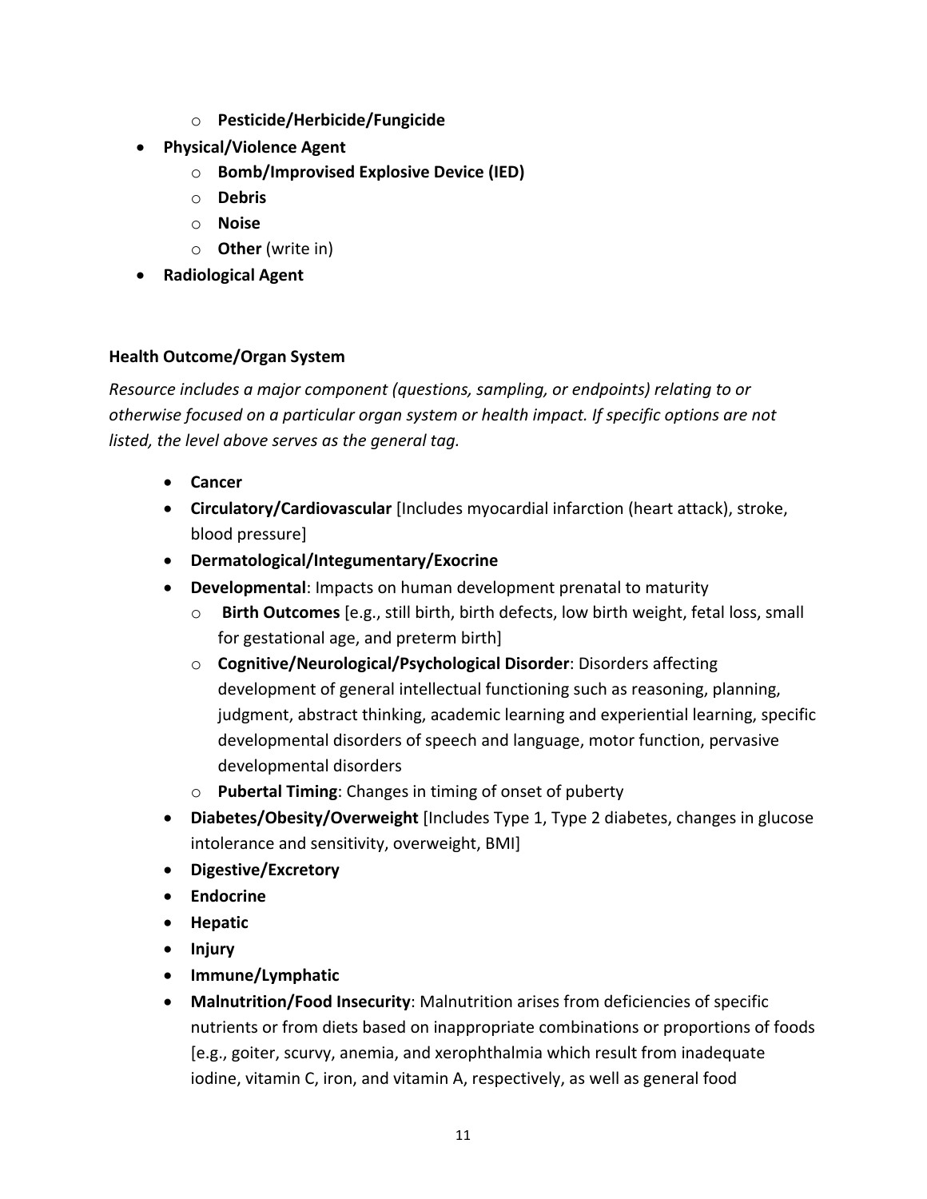- **Pesticide/Herbicide/Fungicide**
- **Physical/Violence Agent**
  - **Bomb/Improvised Explosive Device (IED)**
  - **Debris**
  - **Noise**
  - **Other** (write in)
- **Radiological Agent**

**Health Outcome/Organ System**

*Resource includes a major component (questions, sampling, or endpoints) relating to or otherwise focused on a particular organ system or health impact. If specific options are not listed, the level above serves as the general tag.*

- **Cancer**
- **Circulatory/Cardiovascular** [Includes myocardial infarction (heart attack), stroke, blood pressure]
- **Dermatological/Integumentary/Exocrine**
- **Developmental**: Impacts on human development prenatal to maturity
  - **Birth Outcomes** [e.g., still birth, birth defects, low birth weight, fetal loss, small for gestational age, and preterm birth]
  - **Cognitive/Neurological/Psychological Disorder**: Disorders affecting development of general intellectual functioning such as reasoning, planning, judgment, abstract thinking, academic learning and experiential learning, specific developmental disorders of speech and language, motor function, pervasive developmental disorders
  - **Pubertal Timing**: Changes in timing of onset of puberty
- **Diabetes/Obesity/Overweight** [Includes Type 1, Type 2 diabetes, changes in glucose intolerance and sensitivity, overweight, BMI]
- **Digestive/Excretory**
- **Endocrine**
- **Hepatic**
- **Injury**
- **Immune/Lymphatic**
- **Malnutrition/Food Insecurity**: Malnutrition arises from deficiencies of specific nutrients or from diets based on inappropriate combinations or proportions of foods [e.g., goiter, scurvy, anemia, and xerophthalmia which result from inadequate iodine, vitamin C, iron, and vitamin A, respectively, as well as general food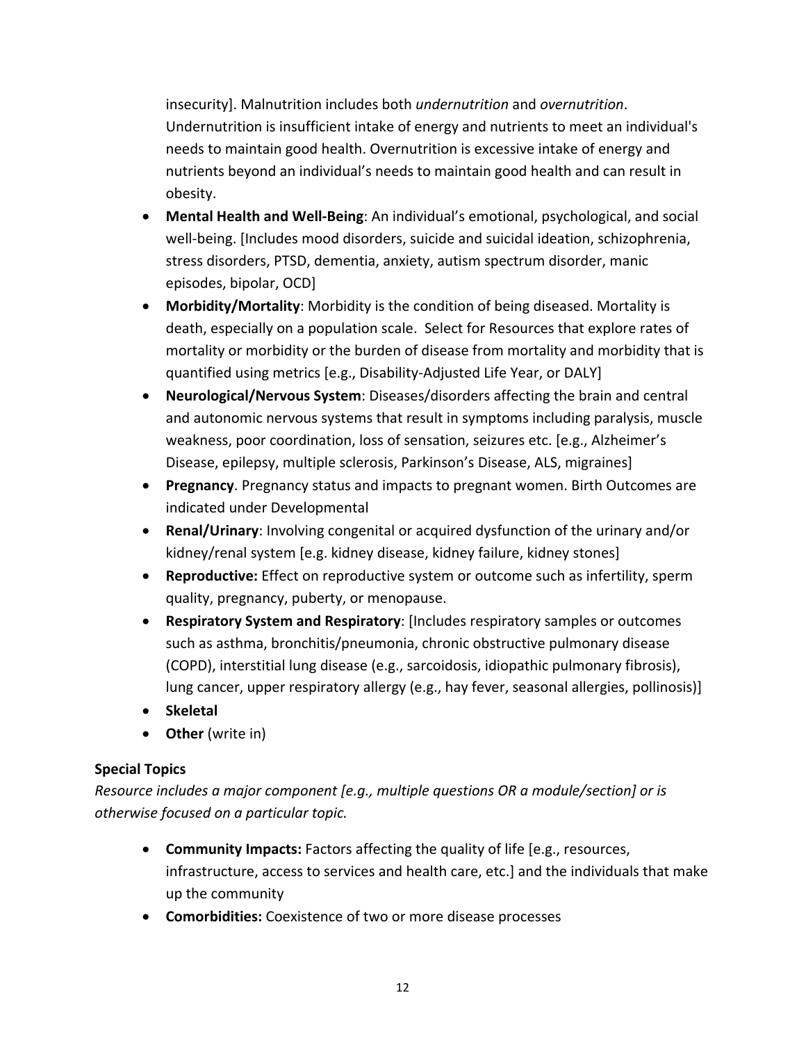insecurity]. Malnutrition includes both *undernutrition* and *overnutrition*. Undernutrition is insufficient intake of energy and nutrients to meet an individual's needs to maintain good health. Overnutrition is excessive intake of energy and nutrients beyond an individual's needs to maintain good health and can result in obesity.

- **Mental Health and Well-Being**: An individual's emotional, psychological, and social well-being. [Includes mood disorders, suicide and suicidal ideation, schizophrenia, stress disorders, PTSD, dementia, anxiety, autism spectrum disorder, manic episodes, bipolar, OCD]
- **Morbidity/Mortality**: Morbidity is the condition of being diseased. Mortality is death, especially on a population scale. Select for Resources that explore rates of mortality or morbidity or the burden of disease from mortality and morbidity that is quantified using metrics [e.g., Disability-Adjusted Life Year, or DALY]
- **Neurological/Nervous System**: Diseases/disorders affecting the brain and central and autonomic nervous systems that result in symptoms including paralysis, muscle weakness, poor coordination, loss of sensation, seizures etc. [e.g., Alzheimer's Disease, epilepsy, multiple sclerosis, Parkinson's Disease, ALS, migraines]
- **Pregnancy**. Pregnancy status and impacts to pregnant women. Birth Outcomes are indicated under Developmental
- **Renal/Urinary**: Involving congenital or acquired dysfunction of the urinary and/or kidney/renal system [e.g. kidney disease, kidney failure, kidney stones]
- **Reproductive:** Effect on reproductive system or outcome such as infertility, sperm quality, pregnancy, puberty, or menopause.
- **Respiratory System and Respiratory**: [Includes respiratory samples or outcomes such as asthma, bronchitis/pneumonia, chronic obstructive pulmonary disease (COPD), interstitial lung disease (e.g., sarcoidosis, idiopathic pulmonary fibrosis), lung cancer, upper respiratory allergy (e.g., hay fever, seasonal allergies, pollinosis)]
- **Skeletal**
- **Other** (write in)

**Special Topics**

*Resource includes a major component [e.g., multiple questions OR a module/section] or is otherwise focused on a particular topic.*

- **Community Impacts:** Factors affecting the quality of life [e.g., resources, infrastructure, access to services and health care, etc.] and the individuals that make up the community
- **Comorbidities:** Coexistence of two or more disease processes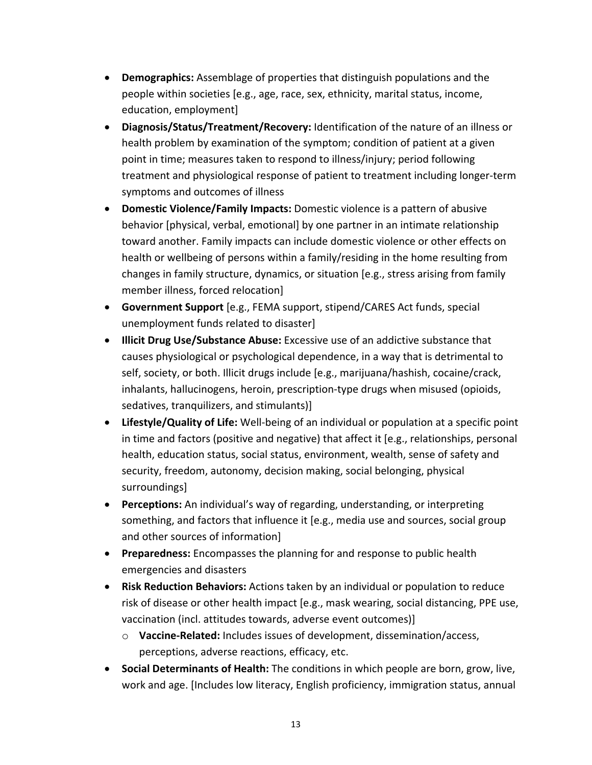- **Demographics:** Assemblage of properties that distinguish populations and the people within societies [e.g., age, race, sex, ethnicity, marital status, income, education, employment]
- **Diagnosis/Status/Treatment/Recovery:** Identification of the nature of an illness or health problem by examination of the symptom; condition of patient at a given point in time; measures taken to respond to illness/injury; period following treatment and physiological response of patient to treatment including longer-term symptoms and outcomes of illness
- **Domestic Violence/Family Impacts:** Domestic violence is a pattern of abusive behavior [physical, verbal, emotional] by one partner in an intimate relationship toward another. Family impacts can include domestic violence or other effects on health or wellbeing of persons within a family/residing in the home resulting from changes in family structure, dynamics, or situation [e.g., stress arising from family member illness, forced relocation]
- **Government Support** [e.g., FEMA support, stipend/CARES Act funds, special unemployment funds related to disaster]
- **Illicit Drug Use/Substance Abuse:** Excessive use of an addictive substance that causes physiological or psychological dependence, in a way that is detrimental to self, society, or both. Illicit drugs include [e.g., marijuana/hashish, cocaine/crack, inhalants, hallucinogens, heroin, prescription-type drugs when misused (opioids, sedatives, tranquilizers, and stimulants)]
- **Lifestyle/Quality of Life:** Well-being of an individual or population at a specific point in time and factors (positive and negative) that affect it [e.g., relationships, personal health, education status, social status, environment, wealth, sense of safety and security, freedom, autonomy, decision making, social belonging, physical surroundings]
- **Perceptions:** An individual's way of regarding, understanding, or interpreting something, and factors that influence it [e.g., media use and sources, social group and other sources of information]
- **Preparedness:** Encompasses the planning for and response to public health emergencies and disasters
- **Risk Reduction Behaviors:** Actions taken by an individual or population to reduce risk of disease or other health impact [e.g., mask wearing, social distancing, PPE use, vaccination (incl. attitudes towards, adverse event outcomes)]
  - **Vaccine-Related:** Includes issues of development, dissemination/access, perceptions, adverse reactions, efficacy, etc.
- **Social Determinants of Health:** The conditions in which people are born, grow, live, work and age. [Includes low literacy, English proficiency, immigration status, annual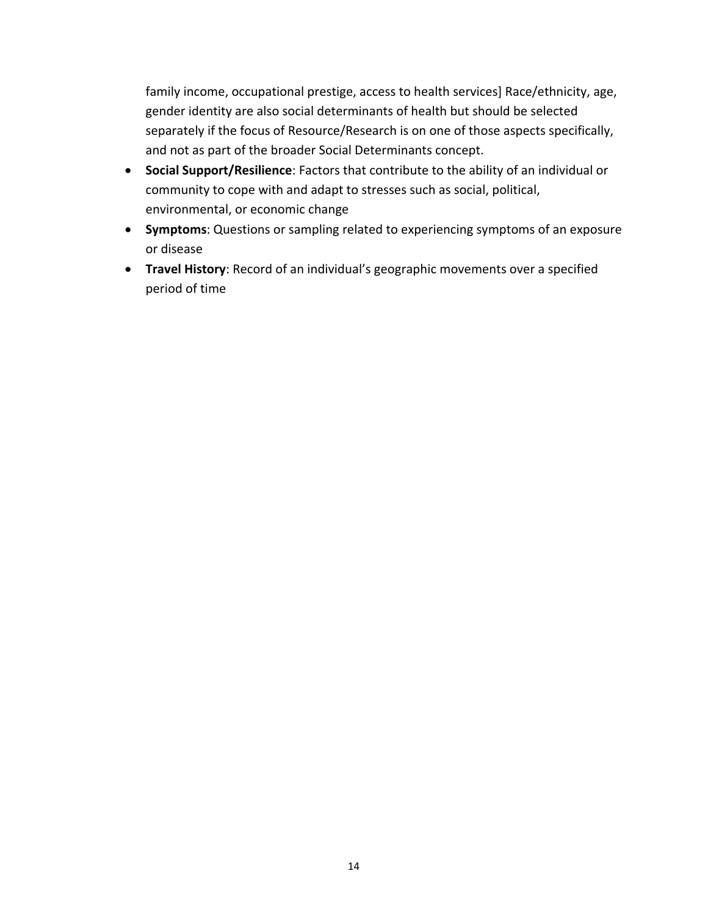family income, occupational prestige, access to health services] Race/ethnicity, age, gender identity are also social determinants of health but should be selected separately if the focus of Resource/Research is on one of those aspects specifically, and not as part of the broader Social Determinants concept.

- **Social Support/Resilience**: Factors that contribute to the ability of an individual or community to cope with and adapt to stresses such as social, political, environmental, or economic change
- **Symptoms**: Questions or sampling related to experiencing symptoms of an exposure or disease
- **Travel History**: Record of an individual's geographic movements over a specified period of time